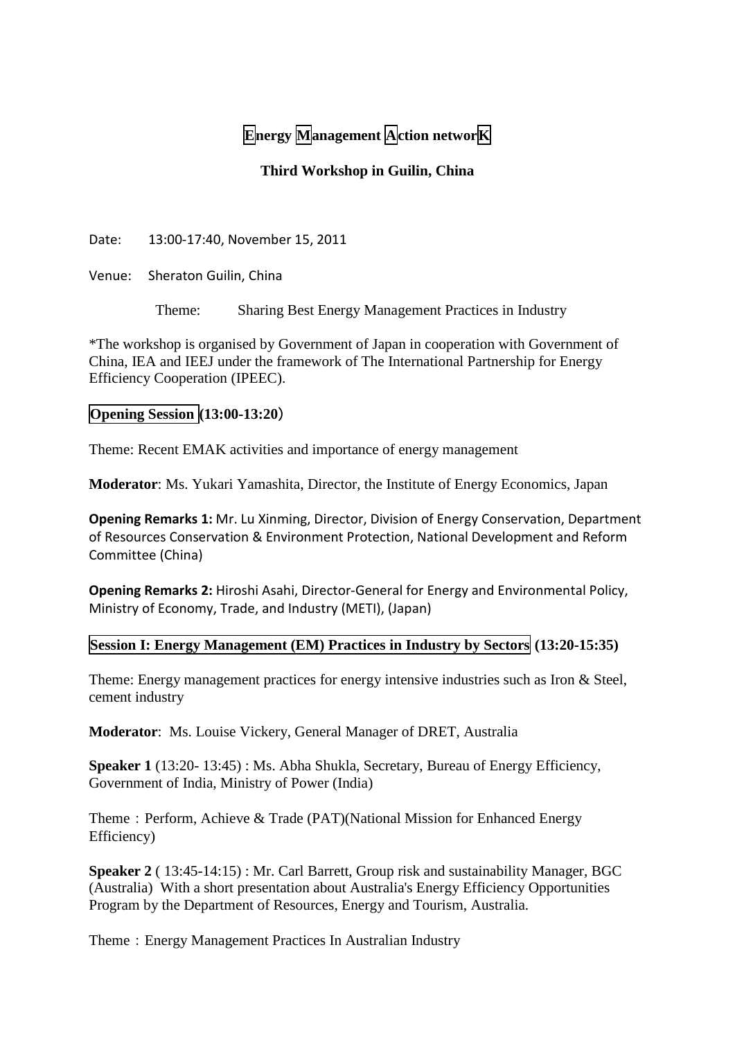# Energy Management Action networK

## Third Workshop in Guilin, China

Date: 13:00-17:40, November 15, 2011

Venue: Sheraton Guilin, China

Theme: Sharing Best Energy Management Practices in Industry

*The workshop is organised by Government of Japan in cooperation with Government of China, IEA and IEEJ under the framework of The International Partnership for Energy Efficiency Cooperation (IPEEC).

### Opening Session (13:00-13:20)

Theme: Recent EMAK activities and importance of energy management

**Moderator**: Ms. Yukari Yamashita, Director, the Institute of Energy Economics, Japan

**Opening Remarks 1:** Mr. Lu Xinming, Director, Division of Energy Conservation, Department of Resources Conservation & Environment Protection, National Development and Reform Committee (China)

**Opening Remarks 2:** Hiroshi Asahi, Director-General for Energy and Environmental Policy, Ministry of Economy, Trade, and Industry (METI), (Japan)

### Session I: Energy Management (EM) Practices in Industry by Sectors (13:20-15:35)

Theme: Energy management practices for energy intensive industries such as Iron & Steel, cement industry

**Moderator**: Ms. Louise Vickery, General Manager of DRET, Australia

**Speaker 1** (13:20- 13:45) : Ms. Abha Shukla, Secretary, Bureau of Energy Efficiency, Government of India, Ministry of Power (India)

Theme：Perform, Achieve & Trade (PAT)(National Mission for Enhanced Energy Efficiency)

**Speaker 2** ( 13:45-14:15) : Mr. Carl Barrett, Group risk and sustainability Manager, BGC (Australia) With a short presentation about Australia's Energy Efficiency Opportunities Program by the Department of Resources, Energy and Tourism, Australia.

Theme：Energy Management Practices In Australian Industry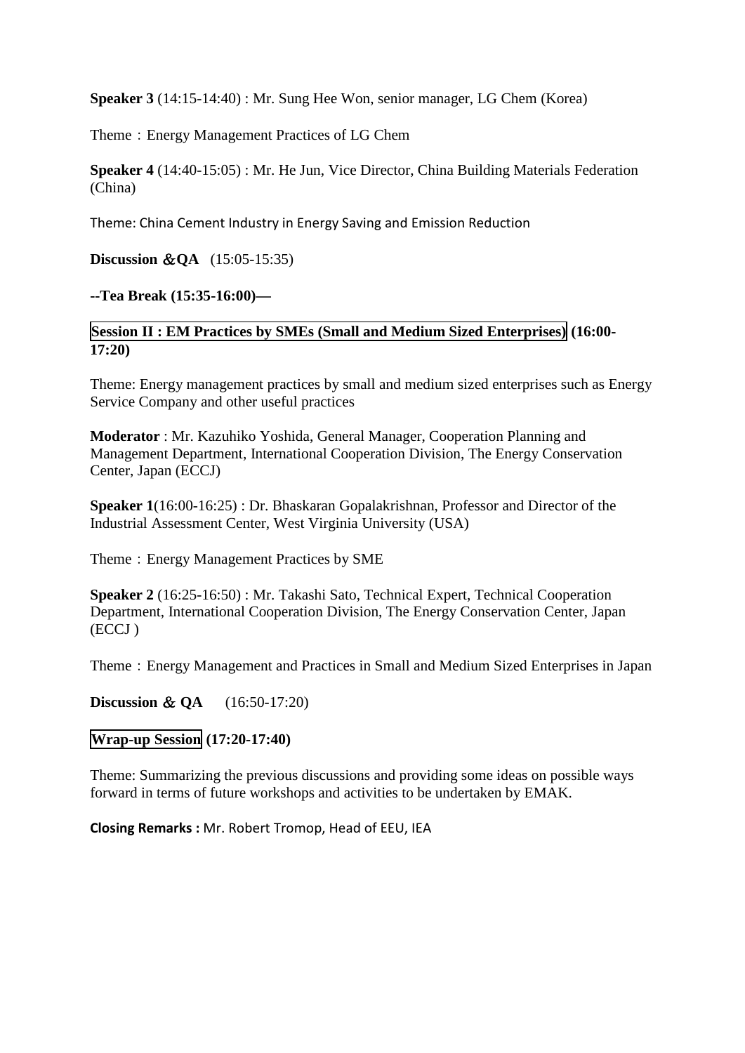**Speaker 3** (14:15-14:40) : Mr. Sung Hee Won, senior manager, LG Chem (Korea)

Theme：Energy Management Practices of LG Chem

**Speaker 4** (14:40-15:05) : Mr. He Jun, Vice Director, China Building Materials Federation (China)

Theme: China Cement Industry in Energy Saving and Emission Reduction

**Discussion ＆QA** (15:05-15:35)

**--Tea Break (15:35-16:00)—**

**Session II : EM Practices by SMEs (Small and Medium Sized Enterprises) (16:00-17:20)**

Theme: Energy management practices by small and medium sized enterprises such as Energy Service Company and other useful practices

**Moderator** : Mr. Kazuhiko Yoshida, General Manager, Cooperation Planning and Management Department, International Cooperation Division, The Energy Conservation Center, Japan (ECCJ)

**Speaker 1**(16:00-16:25) : Dr. Bhaskaran Gopalakrishnan, Professor and Director of the Industrial Assessment Center, West Virginia University (USA)

Theme：Energy Management Practices by SME

**Speaker 2** (16:25-16:50) : Mr. Takashi Sato, Technical Expert, Technical Cooperation Department, International Cooperation Division, The Energy Conservation Center, Japan (ECCJ )

Theme：Energy Management and Practices in Small and Medium Sized Enterprises in Japan

**Discussion ＆ QA** (16:50-17:20)

**Wrap-up Session (17:20-17:40)**

Theme: Summarizing the previous discussions and providing some ideas on possible ways forward in terms of future workshops and activities to be undertaken by EMAK.

**Closing Remarks :** Mr. Robert Tromop, Head of EEU, IEA